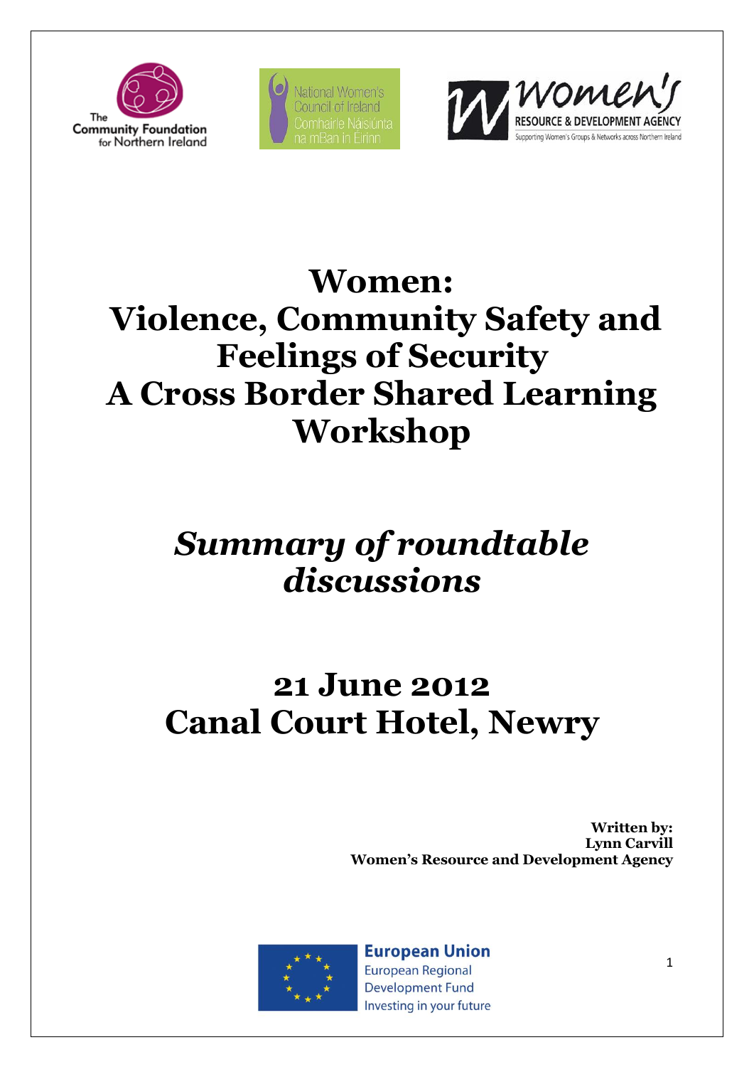The Community Foundation for Northern Ireland

National Women's Council of Ireland
Comhairle Náisiúnta na mBan in Éirinn

Women's Resource & Development Agency
Supporting Women's Groups & Networks across Northern Ireland

# Women: Violence, Community Safety and Feelings of Security A Cross Border Shared Learning Workshop

## *Summary of roundtable discussions*

## 21 June 2012 Canal Court Hotel, Newry

**Written by:**
**Lynn Carvill**
**Women's Resource and Development Agency**

European Union
European Regional Development Fund
Investing in your future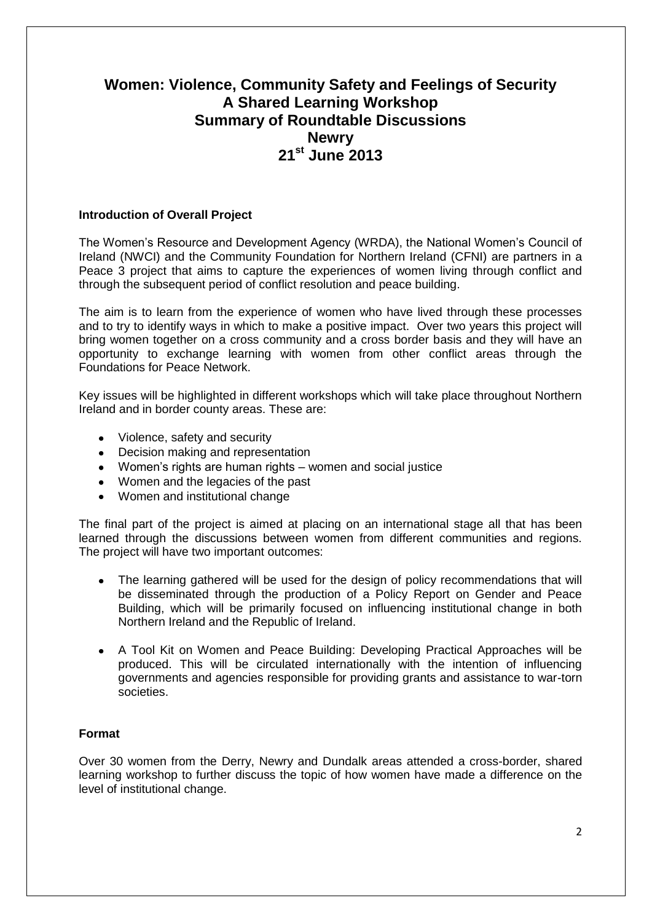# Women: Violence, Community Safety and Feelings of Security
# A Shared Learning Workshop
# Summary of Roundtable Discussions
# Newry
# 21st June 2013

### Introduction of Overall Project

The Women's Resource and Development Agency (WRDA), the National Women's Council of Ireland (NWCI) and the Community Foundation for Northern Ireland (CFNI) are partners in a Peace 3 project that aims to capture the experiences of women living through conflict and through the subsequent period of conflict resolution and peace building.

The aim is to learn from the experience of women who have lived through these processes and to try to identify ways in which to make a positive impact. Over two years this project will bring women together on a cross community and a cross border basis and they will have an opportunity to exchange learning with women from other conflict areas through the Foundations for Peace Network.

Key issues will be highlighted in different workshops which will take place throughout Northern Ireland and in border county areas. These are:

- Violence, safety and security
- Decision making and representation
- Women's rights are human rights – women and social justice
- Women and the legacies of the past
- Women and institutional change

The final part of the project is aimed at placing on an international stage all that has been learned through the discussions between women from different communities and regions. The project will have two important outcomes:

- The learning gathered will be used for the design of policy recommendations that will be disseminated through the production of a Policy Report on Gender and Peace Building, which will be primarily focused on influencing institutional change in both Northern Ireland and the Republic of Ireland.
- A Tool Kit on Women and Peace Building: Developing Practical Approaches will be produced. This will be circulated internationally with the intention of influencing governments and agencies responsible for providing grants and assistance to war-torn societies.

### Format

Over 30 women from the Derry, Newry and Dundalk areas attended a cross-border, shared learning workshop to further discuss the topic of how women have made a difference on the level of institutional change.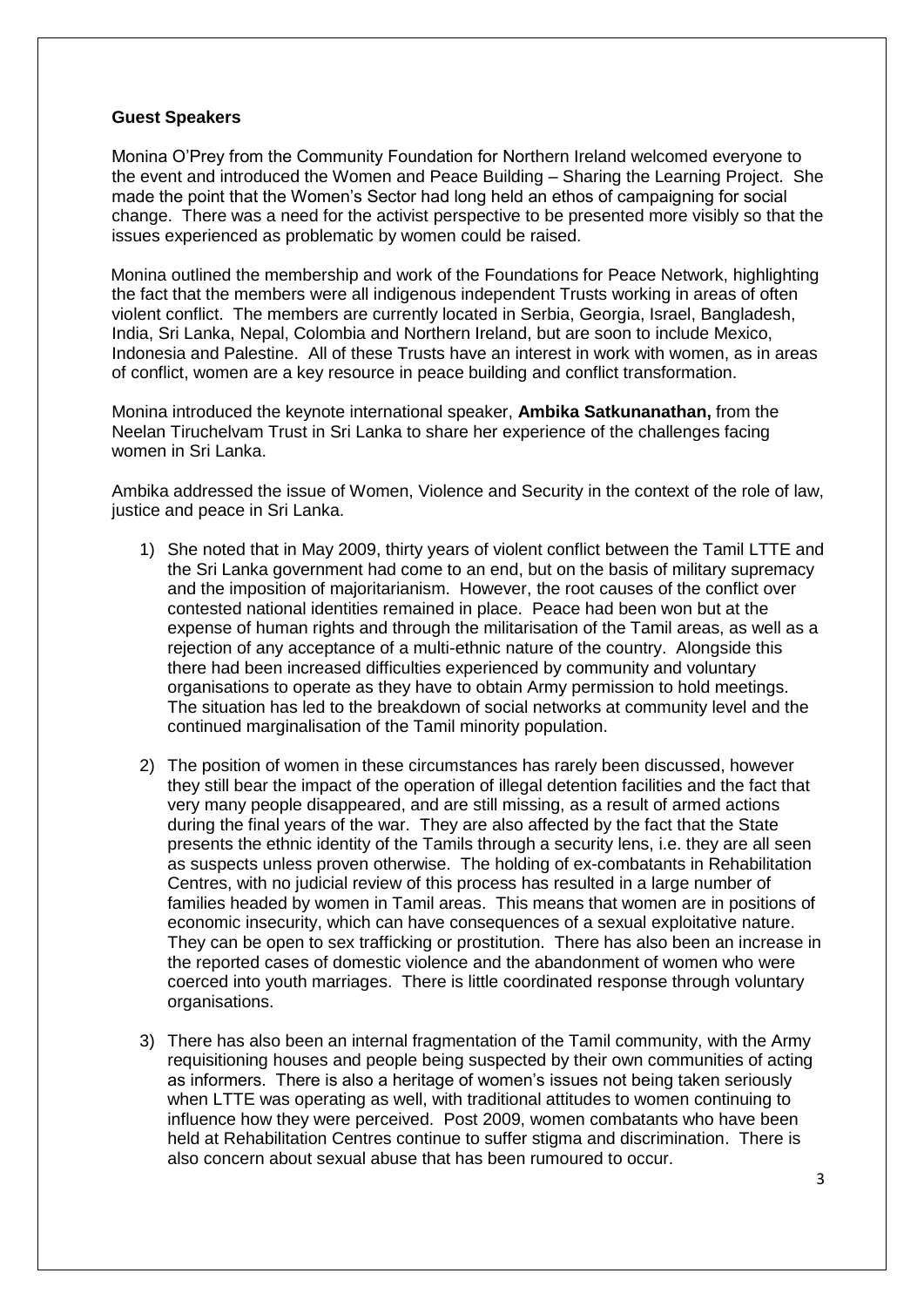**Guest Speakers**

Monina O'Prey from the Community Foundation for Northern Ireland welcomed everyone to the event and introduced the Women and Peace Building – Sharing the Learning Project. She made the point that the Women's Sector had long held an ethos of campaigning for social change. There was a need for the activist perspective to be presented more visibly so that the issues experienced as problematic by women could be raised.

Monina outlined the membership and work of the Foundations for Peace Network, highlighting the fact that the members were all indigenous independent Trusts working in areas of often violent conflict. The members are currently located in Serbia, Georgia, Israel, Bangladesh, India, Sri Lanka, Nepal, Colombia and Northern Ireland, but are soon to include Mexico, Indonesia and Palestine. All of these Trusts have an interest in work with women, as in areas of conflict, women are a key resource in peace building and conflict transformation.

Monina introduced the keynote international speaker, **Ambika Satkunanathan,** from the Neelan Tiruchelvam Trust in Sri Lanka to share her experience of the challenges facing women in Sri Lanka.

Ambika addressed the issue of Women, Violence and Security in the context of the role of law, justice and peace in Sri Lanka.

1) She noted that in May 2009, thirty years of violent conflict between the Tamil LTTE and the Sri Lanka government had come to an end, but on the basis of military supremacy and the imposition of majoritarianism. However, the root causes of the conflict over contested national identities remained in place. Peace had been won but at the expense of human rights and through the militarisation of the Tamil areas, as well as a rejection of any acceptance of a multi-ethnic nature of the country. Alongside this there had been increased difficulties experienced by community and voluntary organisations to operate as they have to obtain Army permission to hold meetings. The situation has led to the breakdown of social networks at community level and the continued marginalisation of the Tamil minority population.

2) The position of women in these circumstances has rarely been discussed, however they still bear the impact of the operation of illegal detention facilities and the fact that very many people disappeared, and are still missing, as a result of armed actions during the final years of the war. They are also affected by the fact that the State presents the ethnic identity of the Tamils through a security lens, i.e. they are all seen as suspects unless proven otherwise. The holding of ex-combatants in Rehabilitation Centres, with no judicial review of this process has resulted in a large number of families headed by women in Tamil areas. This means that women are in positions of economic insecurity, which can have consequences of a sexual exploitative nature. They can be open to sex trafficking or prostitution. There has also been an increase in the reported cases of domestic violence and the abandonment of women who were coerced into youth marriages. There is little coordinated response through voluntary organisations.

3) There has also been an internal fragmentation of the Tamil community, with the Army requisitioning houses and people being suspected by their own communities of acting as informers. There is also a heritage of women's issues not being taken seriously when LTTE was operating as well, with traditional attitudes to women continuing to influence how they were perceived. Post 2009, women combatants who have been held at Rehabilitation Centres continue to suffer stigma and discrimination. There is also concern about sexual abuse that has been rumoured to occur.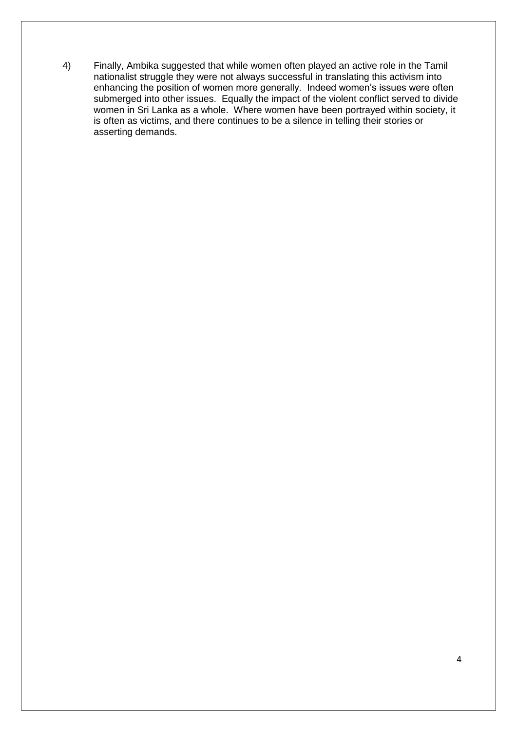4) Finally, Ambika suggested that while women often played an active role in the Tamil nationalist struggle they were not always successful in translating this activism into enhancing the position of women more generally. Indeed women's issues were often submerged into other issues. Equally the impact of the violent conflict served to divide women in Sri Lanka as a whole. Where women have been portrayed within society, it is often as victims, and there continues to be a silence in telling their stories or asserting demands.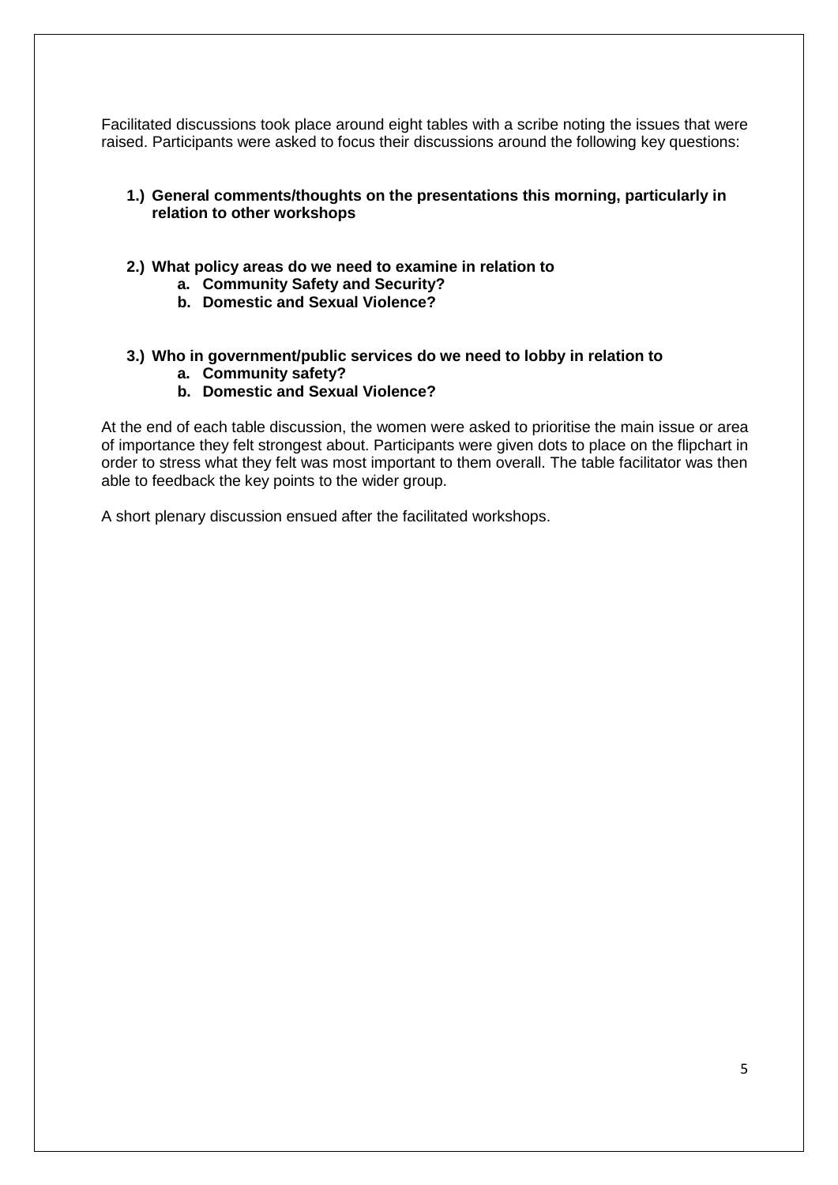Facilitated discussions took place around eight tables with a scribe noting the issues that were raised. Participants were asked to focus their discussions around the following key questions:

1.) **General comments/thoughts on the presentations this morning, particularly in relation to other workshops**

2.) **What policy areas do we need to examine in relation to**
    a. **Community Safety and Security?**
    b. **Domestic and Sexual Violence?**

3.) **Who in government/public services do we need to lobby in relation to**
    a. **Community safety?**
    b. **Domestic and Sexual Violence?**

At the end of each table discussion, the women were asked to prioritise the main issue or area of importance they felt strongest about. Participants were given dots to place on the flipchart in order to stress what they felt was most important to them overall. The table facilitator was then able to feedback the key points to the wider group.

A short plenary discussion ensued after the facilitated workshops.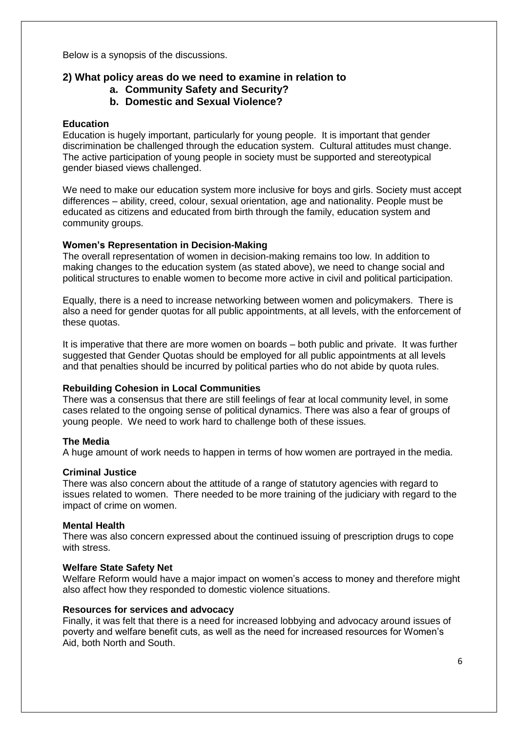Below is a synopsis of the discussions.

## 2) What policy areas do we need to examine in relation to

- **a. Community Safety and Security?**
- **b. Domestic and Sexual Violence?**

### Education

Education is hugely important, particularly for young people. It is important that gender discrimination be challenged through the education system. Cultural attitudes must change. The active participation of young people in society must be supported and stereotypical gender biased views challenged.

We need to make our education system more inclusive for boys and girls. Society must accept differences – ability, creed, colour, sexual orientation, age and nationality. People must be educated as citizens and educated from birth through the family, education system and community groups.

### Women's Representation in Decision-Making

The overall representation of women in decision-making remains too low. In addition to making changes to the education system (as stated above), we need to change social and political structures to enable women to become more active in civil and political participation.

Equally, there is a need to increase networking between women and policymakers. There is also a need for gender quotas for all public appointments, at all levels, with the enforcement of these quotas.

It is imperative that there are more women on boards – both public and private. It was further suggested that Gender Quotas should be employed for all public appointments at all levels and that penalties should be incurred by political parties who do not abide by quota rules.

### Rebuilding Cohesion in Local Communities

There was a consensus that there are still feelings of fear at local community level, in some cases related to the ongoing sense of political dynamics. There was also a fear of groups of young people. We need to work hard to challenge both of these issues.

### The Media

A huge amount of work needs to happen in terms of how women are portrayed in the media.

### Criminal Justice

There was also concern about the attitude of a range of statutory agencies with regard to issues related to women. There needed to be more training of the judiciary with regard to the impact of crime on women.

### Mental Health

There was also concern expressed about the continued issuing of prescription drugs to cope with stress.

### Welfare State Safety Net

Welfare Reform would have a major impact on women's access to money and therefore might also affect how they responded to domestic violence situations.

### Resources for services and advocacy

Finally, it was felt that there is a need for increased lobbying and advocacy around issues of poverty and welfare benefit cuts, as well as the need for increased resources for Women's Aid, both North and South.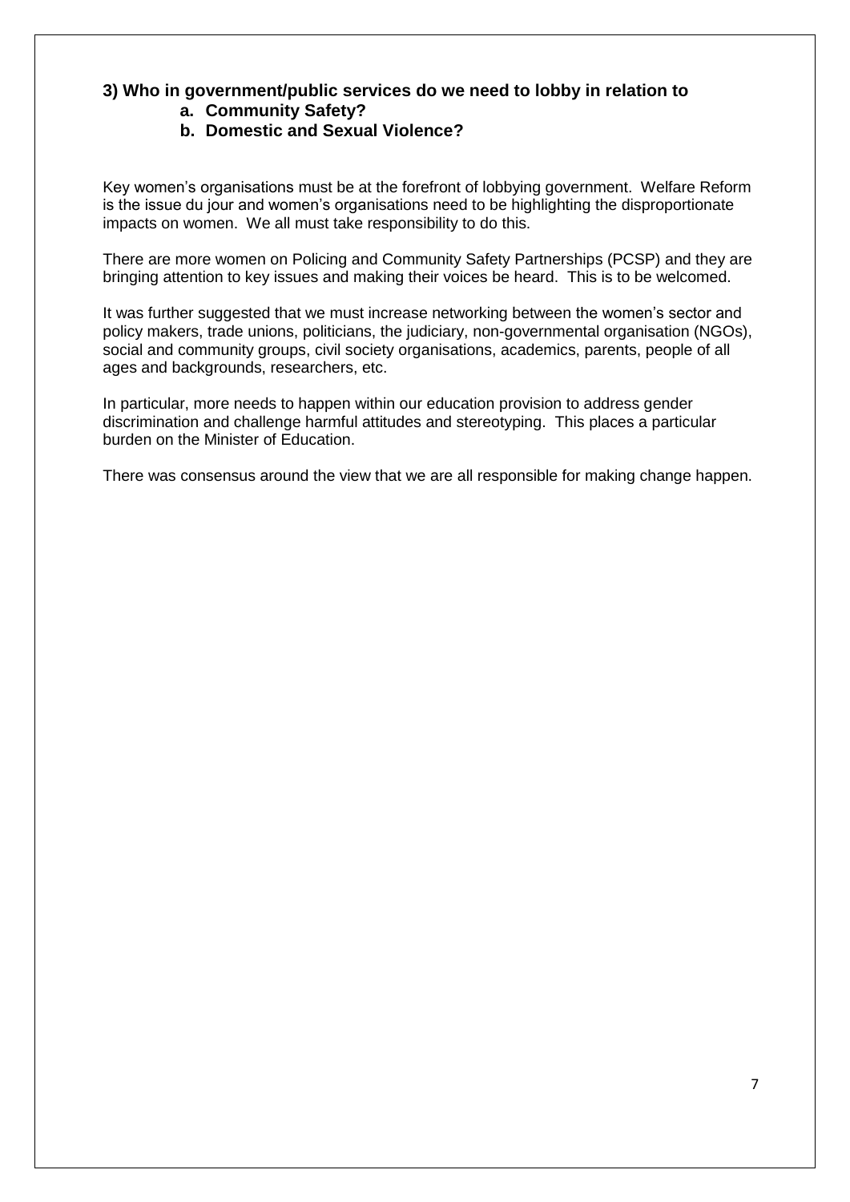### 3) Who in government/public services do we need to lobby in relation to

a. **Community Safety?**
b. **Domestic and Sexual Violence?**

Key women's organisations must be at the forefront of lobbying government. Welfare Reform is the issue du jour and women's organisations need to be highlighting the disproportionate impacts on women. We all must take responsibility to do this.

There are more women on Policing and Community Safety Partnerships (PCSP) and they are bringing attention to key issues and making their voices be heard. This is to be welcomed.

It was further suggested that we must increase networking between the women's sector and policy makers, trade unions, politicians, the judiciary, non-governmental organisation (NGOs), social and community groups, civil society organisations, academics, parents, people of all ages and backgrounds, researchers, etc.

In particular, more needs to happen within our education provision to address gender discrimination and challenge harmful attitudes and stereotyping. This places a particular burden on the Minister of Education.

There was consensus around the view that we are all responsible for making change happen.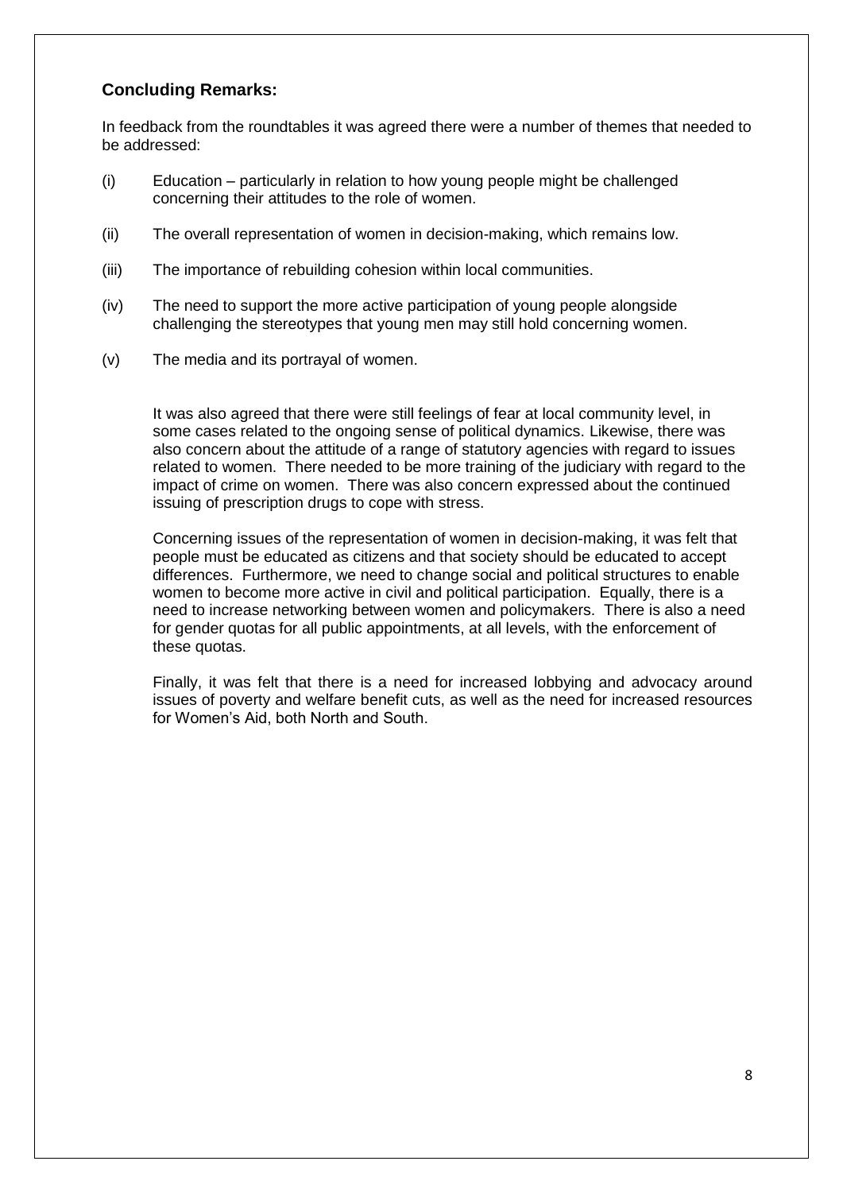## Concluding Remarks:

In feedback from the roundtables it was agreed there were a number of themes that needed to be addressed:

(i) Education – particularly in relation to how young people might be challenged concerning their attitudes to the role of women.

(ii) The overall representation of women in decision-making, which remains low.

(iii) The importance of rebuilding cohesion within local communities.

(iv) The need to support the more active participation of young people alongside challenging the stereotypes that young men may still hold concerning women.

(v) The media and its portrayal of women.

It was also agreed that there were still feelings of fear at local community level, in some cases related to the ongoing sense of political dynamics. Likewise, there was also concern about the attitude of a range of statutory agencies with regard to issues related to women. There needed to be more training of the judiciary with regard to the impact of crime on women. There was also concern expressed about the continued issuing of prescription drugs to cope with stress.

Concerning issues of the representation of women in decision-making, it was felt that people must be educated as citizens and that society should be educated to accept differences. Furthermore, we need to change social and political structures to enable women to become more active in civil and political participation. Equally, there is a need to increase networking between women and policymakers. There is also a need for gender quotas for all public appointments, at all levels, with the enforcement of these quotas.

Finally, it was felt that there is a need for increased lobbying and advocacy around issues of poverty and welfare benefit cuts, as well as the need for increased resources for Women's Aid, both North and South.